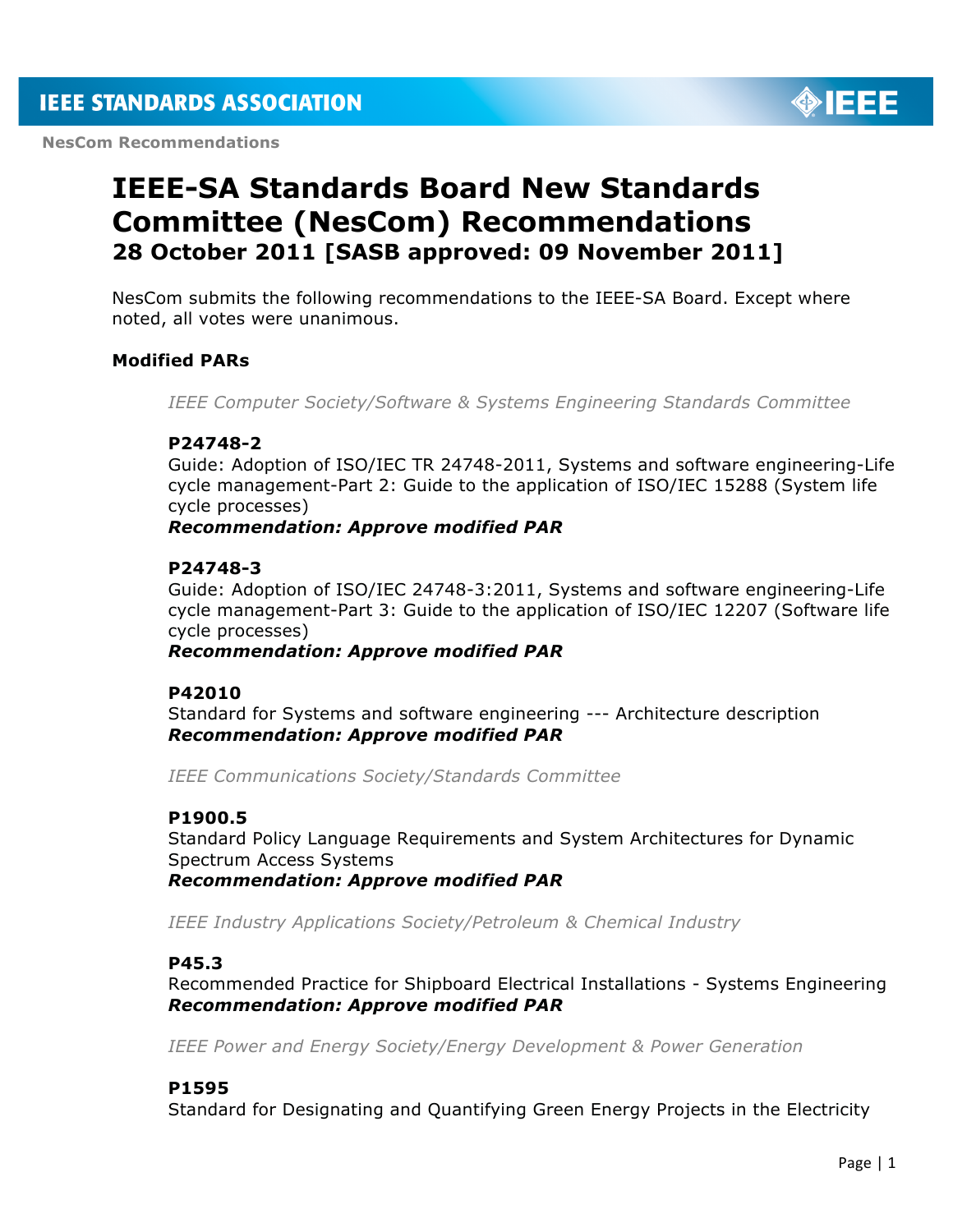**NesCom Recommendations**

# IEEE-SA Standards Board New Standards Committee (NesCom) Recommendations

## 28 October 2011 [SASB approved: 09 November 2011]

NesCom submits the following recommendations to the IEEE-SA Board. Except where noted, all votes were unanimous.

### Modified PARs

*IEEE Computer Society/Software & Systems Engineering Standards Committee*

**P24748-2**
Guide: Adoption of ISO/IEC TR 24748-2011, Systems and software engineering-Life cycle management-Part 2: Guide to the application of ISO/IEC 15288 (System life cycle processes)
***Recommendation: Approve modified PAR***

**P24748-3**
Guide: Adoption of ISO/IEC 24748-3:2011, Systems and software engineering-Life cycle management-Part 3: Guide to the application of ISO/IEC 12207 (Software life cycle processes)
***Recommendation: Approve modified PAR***

**P42010**
Standard for Systems and software engineering --- Architecture description
***Recommendation: Approve modified PAR***

*IEEE Communications Society/Standards Committee*

**P1900.5**
Standard Policy Language Requirements and System Architectures for Dynamic Spectrum Access Systems
***Recommendation: Approve modified PAR***

*IEEE Industry Applications Society/Petroleum & Chemical Industry*

**P45.3**
Recommended Practice for Shipboard Electrical Installations - Systems Engineering
***Recommendation: Approve modified PAR***

*IEEE Power and Energy Society/Energy Development & Power Generation*

**P1595**
Standard for Designating and Quantifying Green Energy Projects in the Electricity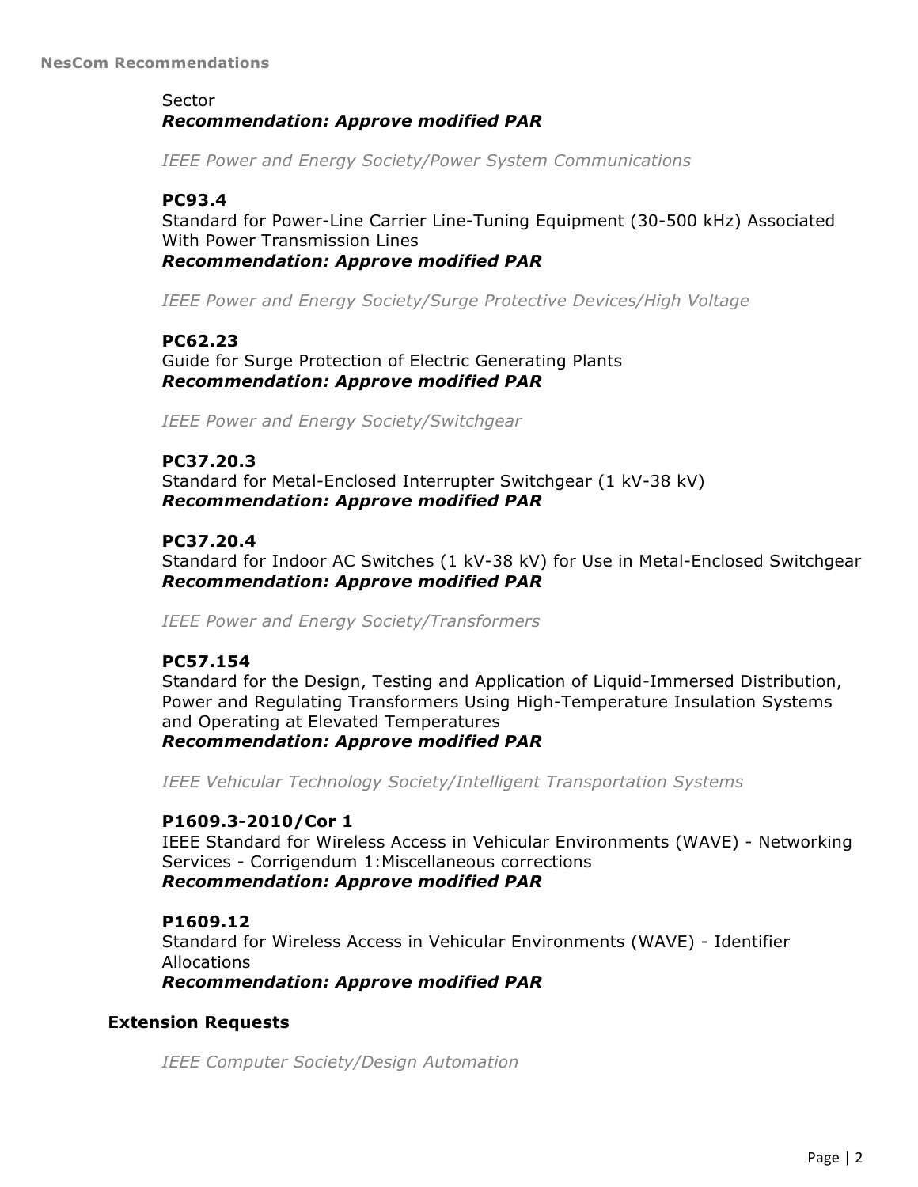Sector
***Recommendation: Approve modified PAR***

*IEEE Power and Energy Society/Power System Communications*

**PC93.4**
Standard for Power-Line Carrier Line-Tuning Equipment (30-500 kHz) Associated With Power Transmission Lines
***Recommendation: Approve modified PAR***

*IEEE Power and Energy Society/Surge Protective Devices/High Voltage*

**PC62.23**
Guide for Surge Protection of Electric Generating Plants
***Recommendation: Approve modified PAR***

*IEEE Power and Energy Society/Switchgear*

**PC37.20.3**
Standard for Metal-Enclosed Interrupter Switchgear (1 kV-38 kV)
***Recommendation: Approve modified PAR***

**PC37.20.4**
Standard for Indoor AC Switches (1 kV-38 kV) for Use in Metal-Enclosed Switchgear
***Recommendation: Approve modified PAR***

*IEEE Power and Energy Society/Transformers*

**PC57.154**
Standard for the Design, Testing and Application of Liquid-Immersed Distribution, Power and Regulating Transformers Using High-Temperature Insulation Systems and Operating at Elevated Temperatures
***Recommendation: Approve modified PAR***

*IEEE Vehicular Technology Society/Intelligent Transportation Systems*

**P1609.3-2010/Cor 1**
IEEE Standard for Wireless Access in Vehicular Environments (WAVE) - Networking Services - Corrigendum 1:Miscellaneous corrections
***Recommendation: Approve modified PAR***

**P1609.12**
Standard for Wireless Access in Vehicular Environments (WAVE) - Identifier Allocations
***Recommendation: Approve modified PAR***

## Extension Requests

*IEEE Computer Society/Design Automation*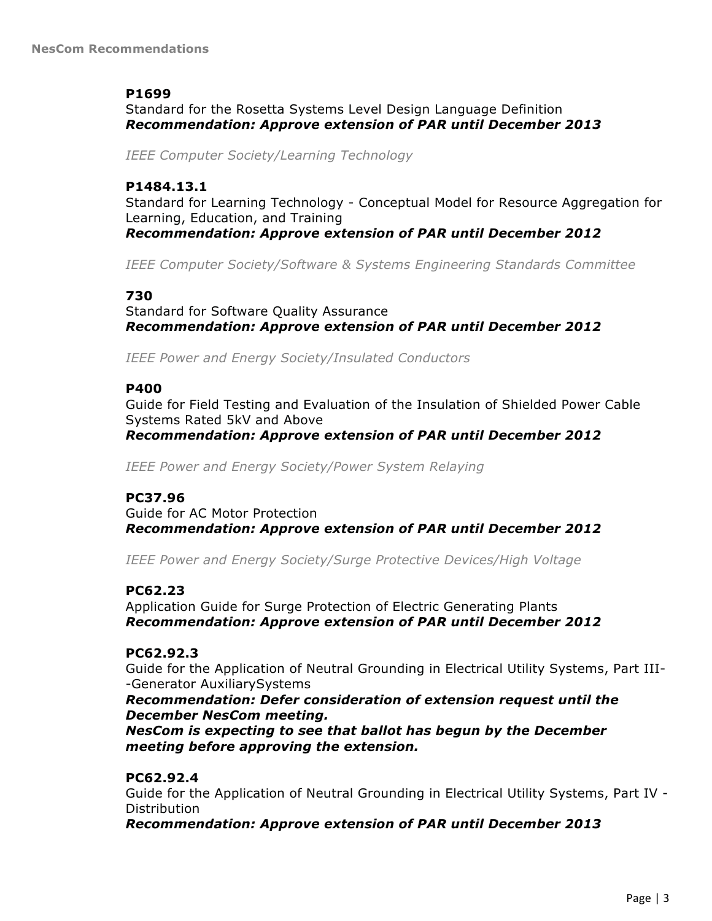**P1699**

Standard for the Rosetta Systems Level Design Language Definition
***Recommendation: Approve extension of PAR until December 2013***

*IEEE Computer Society/Learning Technology*

**P1484.13.1**

Standard for Learning Technology - Conceptual Model for Resource Aggregation for Learning, Education, and Training
***Recommendation: Approve extension of PAR until December 2012***

*IEEE Computer Society/Software & Systems Engineering Standards Committee*

**730**

Standard for Software Quality Assurance
***Recommendation: Approve extension of PAR until December 2012***

*IEEE Power and Energy Society/Insulated Conductors*

**P400**

Guide for Field Testing and Evaluation of the Insulation of Shielded Power Cable Systems Rated 5kV and Above
***Recommendation: Approve extension of PAR until December 2012***

*IEEE Power and Energy Society/Power System Relaying*

**PC37.96**

Guide for AC Motor Protection
***Recommendation: Approve extension of PAR until December 2012***

*IEEE Power and Energy Society/Surge Protective Devices/High Voltage*

**PC62.23**

Application Guide for Surge Protection of Electric Generating Plants
***Recommendation: Approve extension of PAR until December 2012***

**PC62.92.3**

Guide for the Application of Neutral Grounding in Electrical Utility Systems, Part III--Generator AuxiliarySystems
***Recommendation: Defer consideration of extension request until the December NesCom meeting.***
***NesCom is expecting to see that ballot has begun by the December meeting before approving the extension.***

**PC62.92.4**

Guide for the Application of Neutral Grounding in Electrical Utility Systems, Part IV - Distribution
***Recommendation: Approve extension of PAR until December 2013***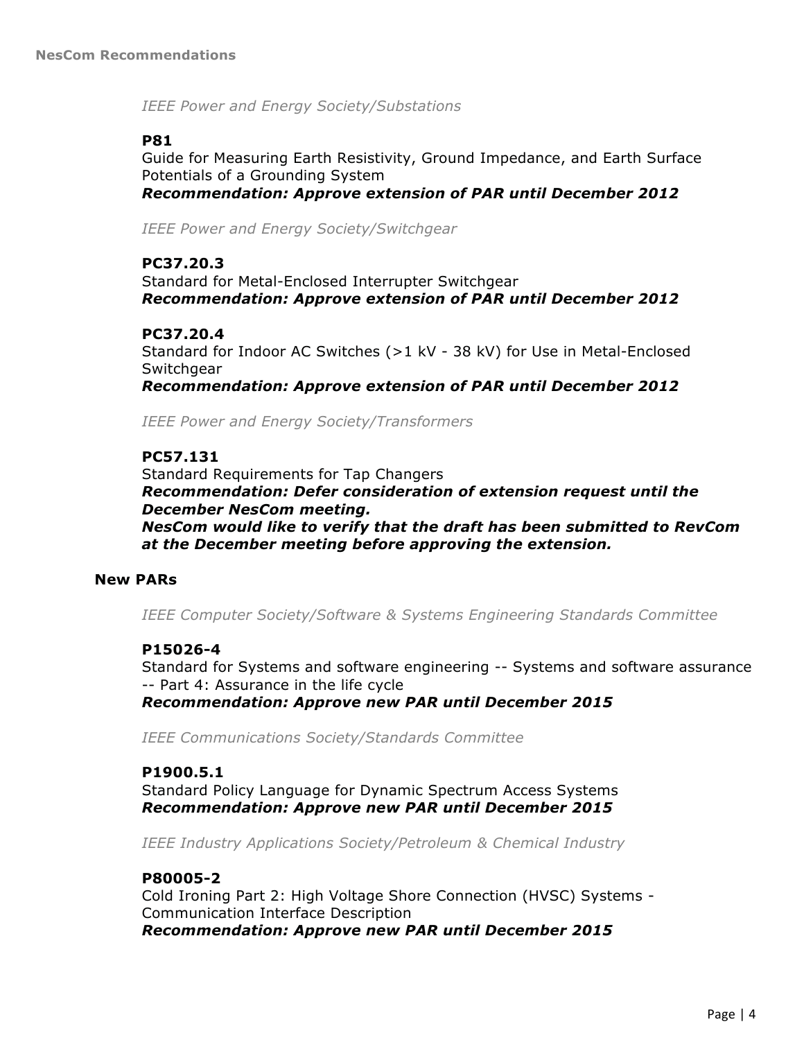*IEEE Power and Energy Society/Substations*

**P81**
Guide for Measuring Earth Resistivity, Ground Impedance, and Earth Surface Potentials of a Grounding System
***Recommendation: Approve extension of PAR until December 2012***

*IEEE Power and Energy Society/Switchgear*

**PC37.20.3**
Standard for Metal-Enclosed Interrupter Switchgear
***Recommendation: Approve extension of PAR until December 2012***

**PC37.20.4**
Standard for Indoor AC Switches (>1 kV - 38 kV) for Use in Metal-Enclosed Switchgear
***Recommendation: Approve extension of PAR until December 2012***

*IEEE Power and Energy Society/Transformers*

**PC57.131**
Standard Requirements for Tap Changers
***Recommendation: Defer consideration of extension request until the December NesCom meeting.***
***NesCom would like to verify that the draft has been submitted to RevCom at the December meeting before approving the extension.***

## New PARs

*IEEE Computer Society/Software & Systems Engineering Standards Committee*

**P15026-4**
Standard for Systems and software engineering -- Systems and software assurance -- Part 4: Assurance in the life cycle
***Recommendation: Approve new PAR until December 2015***

*IEEE Communications Society/Standards Committee*

**P1900.5.1**
Standard Policy Language for Dynamic Spectrum Access Systems
***Recommendation: Approve new PAR until December 2015***

*IEEE Industry Applications Society/Petroleum & Chemical Industry*

**P80005-2**
Cold Ironing Part 2: High Voltage Shore Connection (HVSC) Systems - Communication Interface Description
***Recommendation: Approve new PAR until December 2015***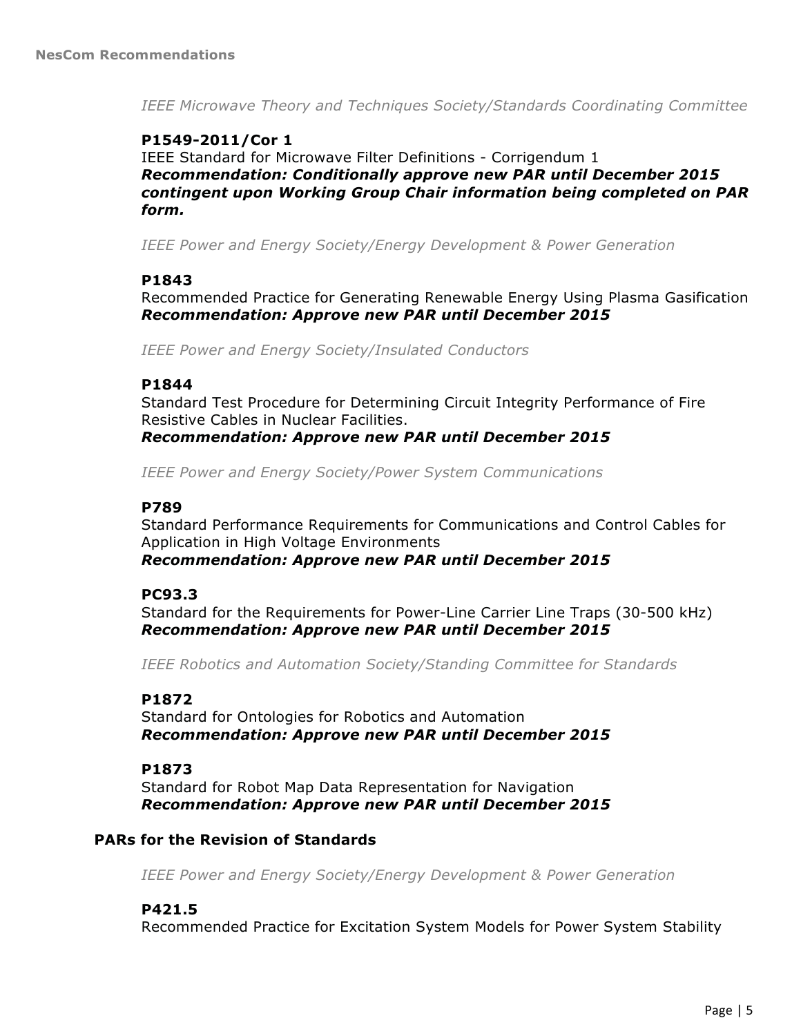*IEEE Microwave Theory and Techniques Society/Standards Coordinating Committee*

**P1549-2011/Cor 1**
IEEE Standard for Microwave Filter Definitions - Corrigendum 1
***Recommendation: Conditionally approve new PAR until December 2015 contingent upon Working Group Chair information being completed on PAR form.***

*IEEE Power and Energy Society/Energy Development & Power Generation*

**P1843**
Recommended Practice for Generating Renewable Energy Using Plasma Gasification
***Recommendation: Approve new PAR until December 2015***

*IEEE Power and Energy Society/Insulated Conductors*

**P1844**
Standard Test Procedure for Determining Circuit Integrity Performance of Fire Resistive Cables in Nuclear Facilities.
***Recommendation: Approve new PAR until December 2015***

*IEEE Power and Energy Society/Power System Communications*

**P789**
Standard Performance Requirements for Communications and Control Cables for Application in High Voltage Environments
***Recommendation: Approve new PAR until December 2015***

**PC93.3**
Standard for the Requirements for Power-Line Carrier Line Traps (30-500 kHz)
***Recommendation: Approve new PAR until December 2015***

*IEEE Robotics and Automation Society/Standing Committee for Standards*

**P1872**
Standard for Ontologies for Robotics and Automation
***Recommendation: Approve new PAR until December 2015***

**P1873**
Standard for Robot Map Data Representation for Navigation
***Recommendation: Approve new PAR until December 2015***

## PARs for the Revision of Standards

*IEEE Power and Energy Society/Energy Development & Power Generation*

**P421.5**
Recommended Practice for Excitation System Models for Power System Stability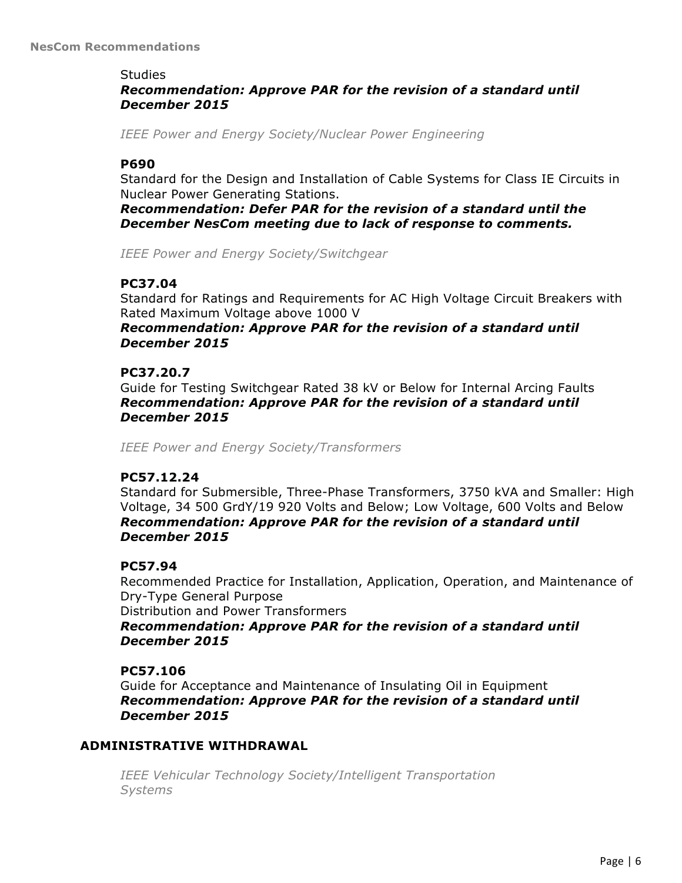Studies

***Recommendation: Approve PAR for the revision of a standard until December 2015***

*IEEE Power and Energy Society/Nuclear Power Engineering*

**P690**

Standard for the Design and Installation of Cable Systems for Class IE Circuits in Nuclear Power Generating Stations.

***Recommendation: Defer PAR for the revision of a standard until the December NesCom meeting due to lack of response to comments.***

*IEEE Power and Energy Society/Switchgear*

**PC37.04**

Standard for Ratings and Requirements for AC High Voltage Circuit Breakers with Rated Maximum Voltage above 1000 V

***Recommendation: Approve PAR for the revision of a standard until December 2015***

**PC37.20.7**

Guide for Testing Switchgear Rated 38 kV or Below for Internal Arcing Faults

***Recommendation: Approve PAR for the revision of a standard until December 2015***

*IEEE Power and Energy Society/Transformers*

**PC57.12.24**

Standard for Submersible, Three-Phase Transformers, 3750 kVA and Smaller: High Voltage, 34 500 GrdY/19 920 Volts and Below; Low Voltage, 600 Volts and Below

***Recommendation: Approve PAR for the revision of a standard until December 2015***

**PC57.94**

Recommended Practice for Installation, Application, Operation, and Maintenance of Dry-Type General Purpose
Distribution and Power Transformers

***Recommendation: Approve PAR for the revision of a standard until December 2015***

**PC57.106**

Guide for Acceptance and Maintenance of Insulating Oil in Equipment

***Recommendation: Approve PAR for the revision of a standard until December 2015***

## ADMINISTRATIVE WITHDRAWAL

*IEEE Vehicular Technology Society/Intelligent Transportation Systems*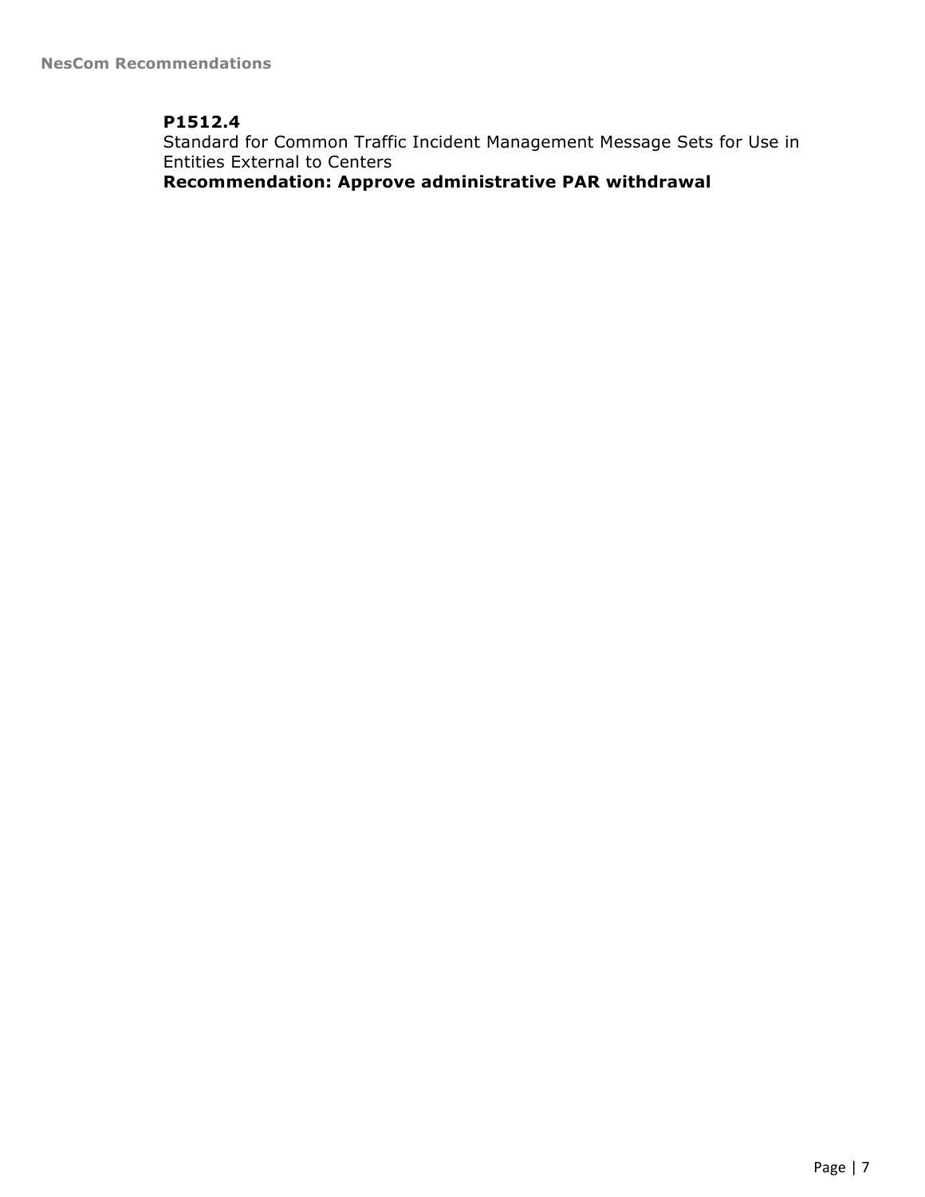**P1512.4**
Standard for Common Traffic Incident Management Message Sets for Use in Entities External to Centers
**Recommendation: Approve administrative PAR withdrawal**